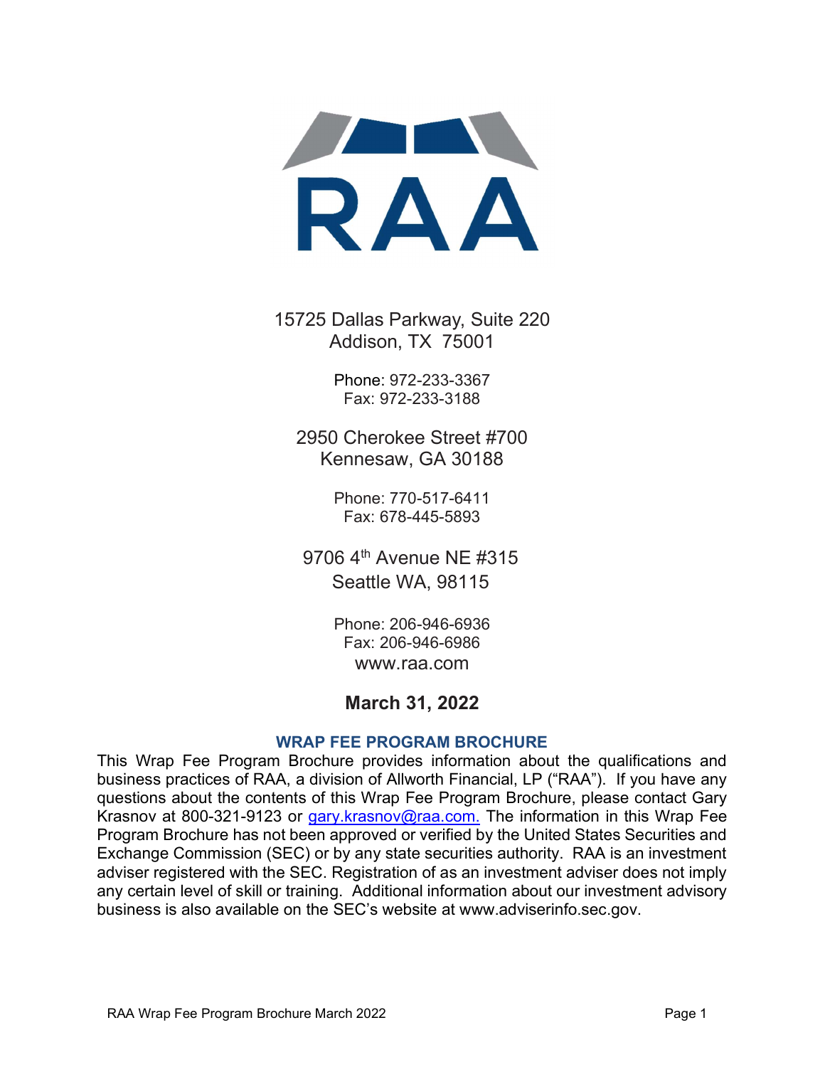# RAA

15725 Dallas Parkway, Suite 220
Addison, TX 75001

Phone: 972-233-3367
Fax: 972-233-3188

2950 Cherokee Street #700
Kennesaw, GA 30188

Phone: 770-517-6411
Fax: 678-445-5893

9706 4th Avenue NE #315
Seattle WA, 98115

Phone: 206-946-6936
Fax: 206-946-6986
www.raa.com

**March 31, 2022**

## WRAP FEE PROGRAM BROCHURE

This Wrap Fee Program Brochure provides information about the qualifications and business practices of RAA, a division of Allworth Financial, LP ("RAA"). If you have any questions about the contents of this Wrap Fee Program Brochure, please contact Gary Krasnov at 800-321-9123 or gary.krasnov@raa.com. The information in this Wrap Fee Program Brochure has not been approved or verified by the United States Securities and Exchange Commission (SEC) or by any state securities authority. RAA is an investment adviser registered with the SEC. Registration of as an investment adviser does not imply any certain level of skill or training. Additional information about our investment advisory business is also available on the SEC's website at www.adviserinfo.sec.gov.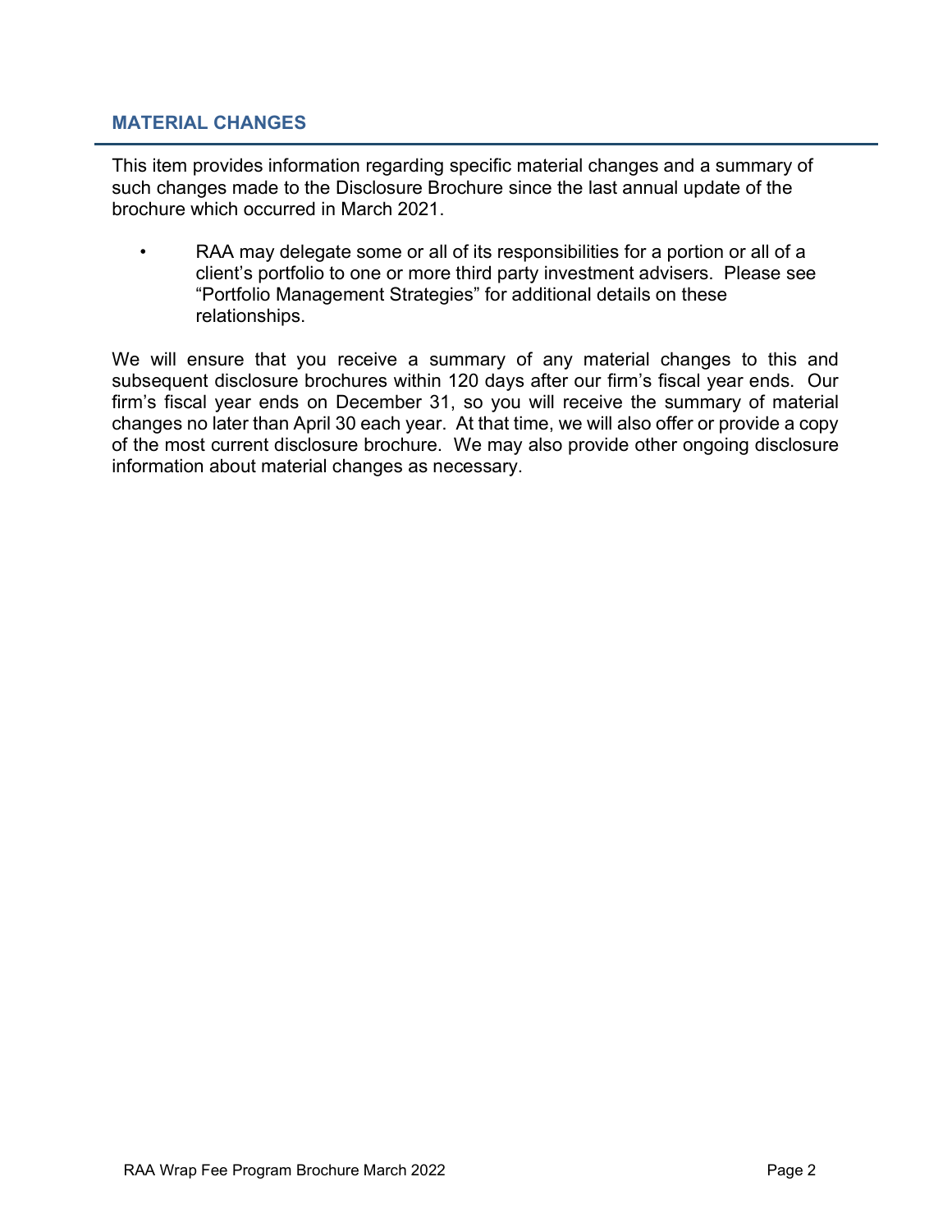## MATERIAL CHANGES

This item provides information regarding specific material changes and a summary of such changes made to the Disclosure Brochure since the last annual update of the brochure which occurred in March 2021.

- RAA may delegate some or all of its responsibilities for a portion or all of a client's portfolio to one or more third party investment advisers. Please see "Portfolio Management Strategies" for additional details on these relationships.

We will ensure that you receive a summary of any material changes to this and subsequent disclosure brochures within 120 days after our firm's fiscal year ends. Our firm's fiscal year ends on December 31, so you will receive the summary of material changes no later than April 30 each year. At that time, we will also offer or provide a copy of the most current disclosure brochure. We may also provide other ongoing disclosure information about material changes as necessary.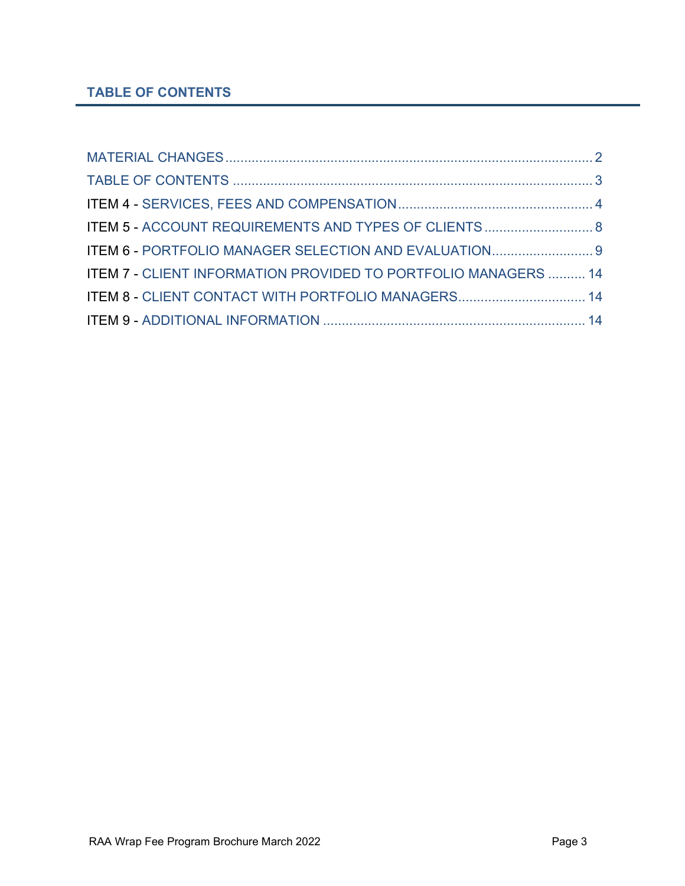## TABLE OF CONTENTS

MATERIAL CHANGES .......... 2
TABLE OF CONTENTS .......... 3
ITEM 4 - SERVICES, FEES AND COMPENSATION .......... 4
ITEM 5 - ACCOUNT REQUIREMENTS AND TYPES OF CLIENTS .......... 8
ITEM 6 - PORTFOLIO MANAGER SELECTION AND EVALUATION .......... 9
ITEM 7 - CLIENT INFORMATION PROVIDED TO PORTFOLIO MANAGERS .......... 14
ITEM 8 - CLIENT CONTACT WITH PORTFOLIO MANAGERS .......... 14
ITEM 9 - ADDITIONAL INFORMATION .......... 14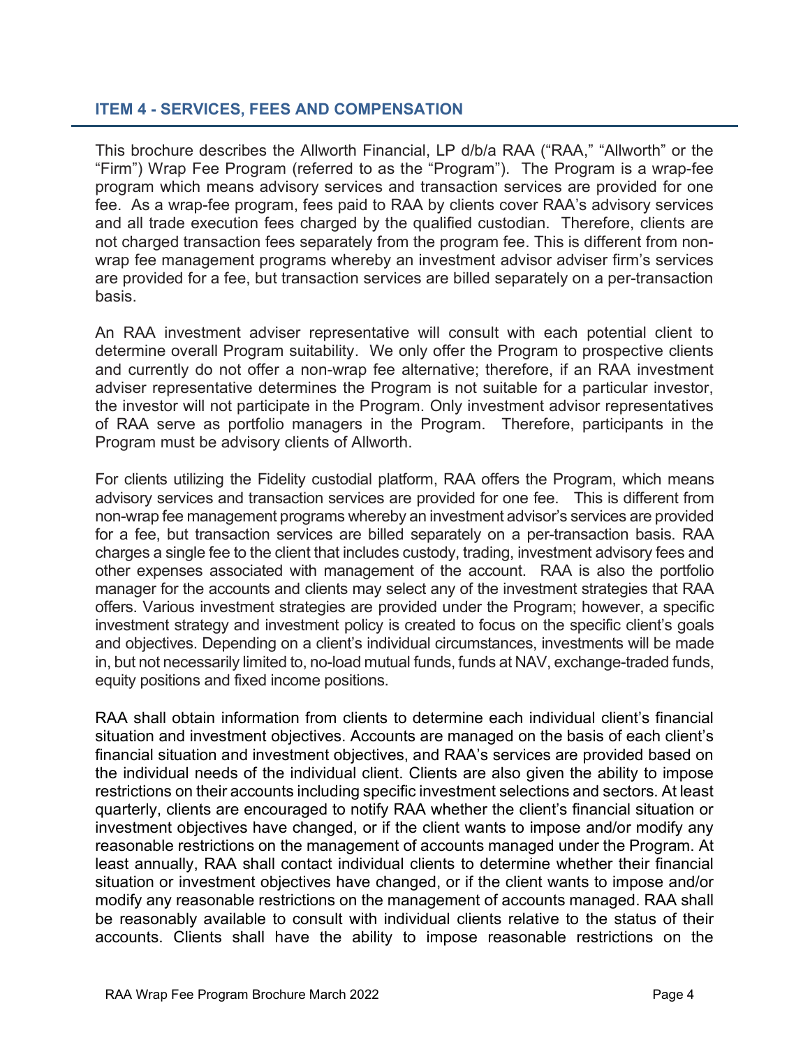## ITEM 4 - SERVICES, FEES AND COMPENSATION

This brochure describes the Allworth Financial, LP d/b/a RAA ("RAA," "Allworth" or the "Firm") Wrap Fee Program (referred to as the "Program"). The Program is a wrap-fee program which means advisory services and transaction services are provided for one fee. As a wrap-fee program, fees paid to RAA by clients cover RAA's advisory services and all trade execution fees charged by the qualified custodian. Therefore, clients are not charged transaction fees separately from the program fee. This is different from non-wrap fee management programs whereby an investment advisor adviser firm's services are provided for a fee, but transaction services are billed separately on a per-transaction basis.

An RAA investment adviser representative will consult with each potential client to determine overall Program suitability. We only offer the Program to prospective clients and currently do not offer a non-wrap fee alternative; therefore, if an RAA investment adviser representative determines the Program is not suitable for a particular investor, the investor will not participate in the Program. Only investment advisor representatives of RAA serve as portfolio managers in the Program. Therefore, participants in the Program must be advisory clients of Allworth.

For clients utilizing the Fidelity custodial platform, RAA offers the Program, which means advisory services and transaction services are provided for one fee. This is different from non-wrap fee management programs whereby an investment advisor's services are provided for a fee, but transaction services are billed separately on a per-transaction basis. RAA charges a single fee to the client that includes custody, trading, investment advisory fees and other expenses associated with management of the account. RAA is also the portfolio manager for the accounts and clients may select any of the investment strategies that RAA offers. Various investment strategies are provided under the Program; however, a specific investment strategy and investment policy is created to focus on the specific client's goals and objectives. Depending on a client's individual circumstances, investments will be made in, but not necessarily limited to, no-load mutual funds, funds at NAV, exchange-traded funds, equity positions and fixed income positions.

RAA shall obtain information from clients to determine each individual client's financial situation and investment objectives. Accounts are managed on the basis of each client's financial situation and investment objectives, and RAA's services are provided based on the individual needs of the individual client. Clients are also given the ability to impose restrictions on their accounts including specific investment selections and sectors. At least quarterly, clients are encouraged to notify RAA whether the client's financial situation or investment objectives have changed, or if the client wants to impose and/or modify any reasonable restrictions on the management of accounts managed under the Program. At least annually, RAA shall contact individual clients to determine whether their financial situation or investment objectives have changed, or if the client wants to impose and/or modify any reasonable restrictions on the management of accounts managed. RAA shall be reasonably available to consult with individual clients relative to the status of their accounts. Clients shall have the ability to impose reasonable restrictions on the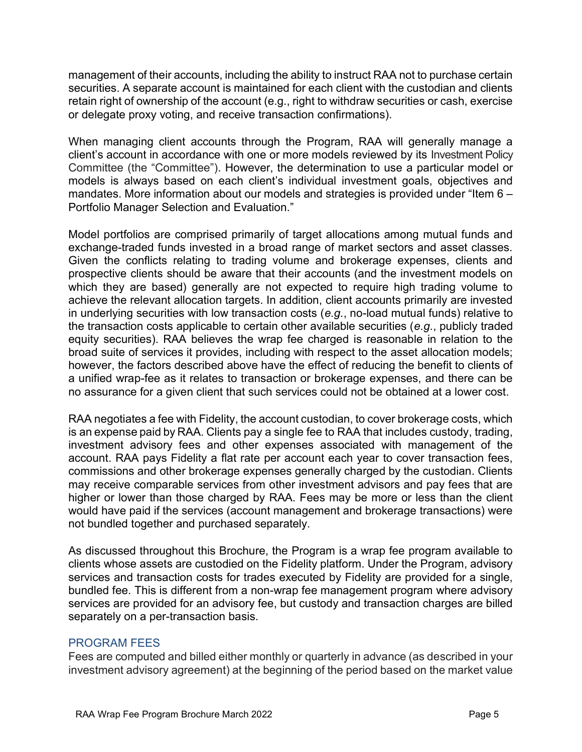management of their accounts, including the ability to instruct RAA not to purchase certain securities. A separate account is maintained for each client with the custodian and clients retain right of ownership of the account (e.g., right to withdraw securities or cash, exercise or delegate proxy voting, and receive transaction confirmations).

When managing client accounts through the Program, RAA will generally manage a client's account in accordance with one or more models reviewed by its Investment Policy Committee (the "Committee"). However, the determination to use a particular model or models is always based on each client's individual investment goals, objectives and mandates. More information about our models and strategies is provided under "Item 6 – Portfolio Manager Selection and Evaluation."

Model portfolios are comprised primarily of target allocations among mutual funds and exchange-traded funds invested in a broad range of market sectors and asset classes. Given the conflicts relating to trading volume and brokerage expenses, clients and prospective clients should be aware that their accounts (and the investment models on which they are based) generally are not expected to require high trading volume to achieve the relevant allocation targets. In addition, client accounts primarily are invested in underlying securities with low transaction costs (*e.g.*, no-load mutual funds) relative to the transaction costs applicable to certain other available securities (*e.g.*, publicly traded equity securities). RAA believes the wrap fee charged is reasonable in relation to the broad suite of services it provides, including with respect to the asset allocation models; however, the factors described above have the effect of reducing the benefit to clients of a unified wrap-fee as it relates to transaction or brokerage expenses, and there can be no assurance for a given client that such services could not be obtained at a lower cost.

RAA negotiates a fee with Fidelity, the account custodian, to cover brokerage costs, which is an expense paid by RAA. Clients pay a single fee to RAA that includes custody, trading, investment advisory fees and other expenses associated with management of the account. RAA pays Fidelity a flat rate per account each year to cover transaction fees, commissions and other brokerage expenses generally charged by the custodian. Clients may receive comparable services from other investment advisors and pay fees that are higher or lower than those charged by RAA. Fees may be more or less than the client would have paid if the services (account management and brokerage transactions) were not bundled together and purchased separately.

As discussed throughout this Brochure, the Program is a wrap fee program available to clients whose assets are custodied on the Fidelity platform. Under the Program, advisory services and transaction costs for trades executed by Fidelity are provided for a single, bundled fee. This is different from a non-wrap fee management program where advisory services are provided for an advisory fee, but custody and transaction charges are billed separately on a per-transaction basis.

## PROGRAM FEES

Fees are computed and billed either monthly or quarterly in advance (as described in your investment advisory agreement) at the beginning of the period based on the market value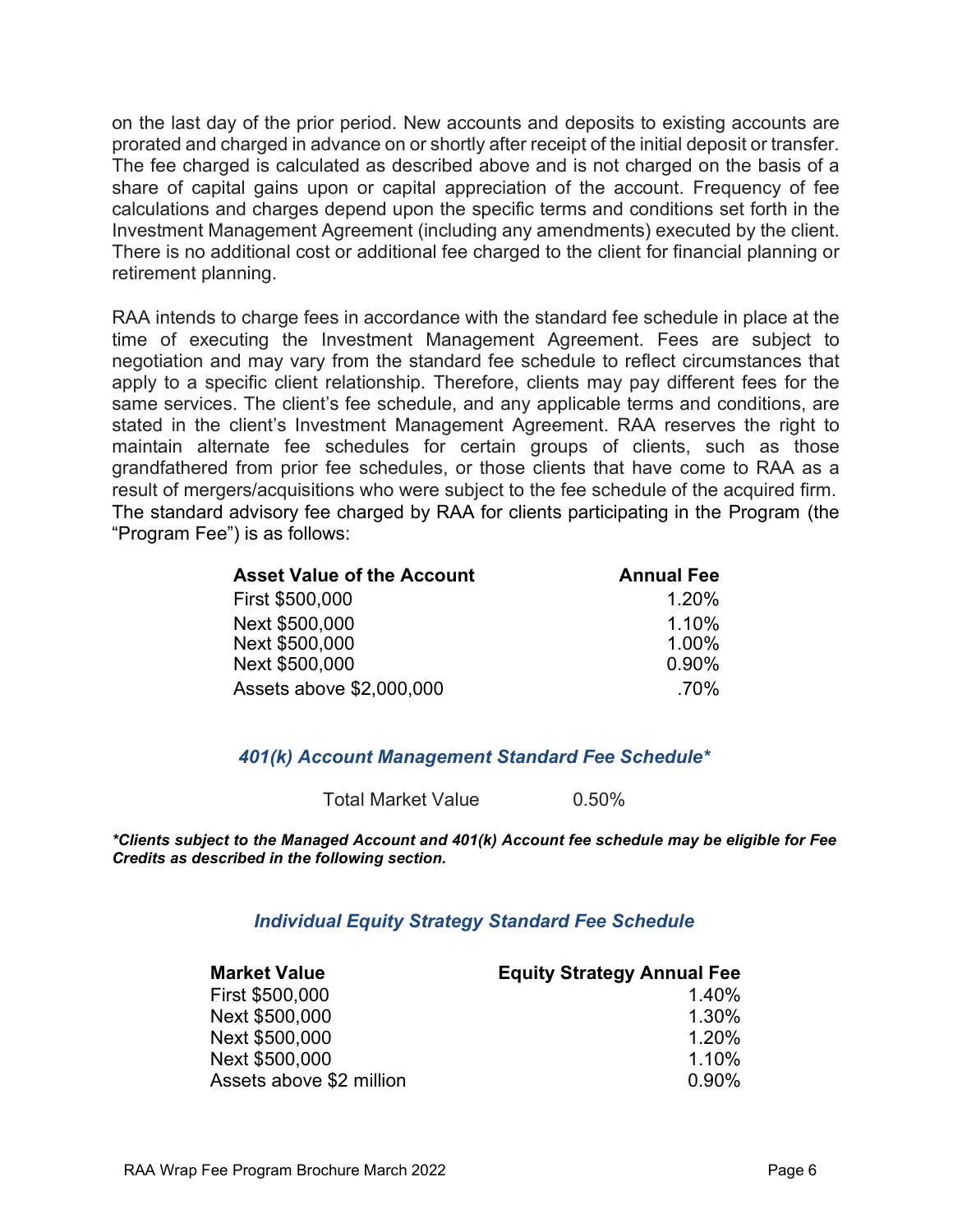on the last day of the prior period. New accounts and deposits to existing accounts are prorated and charged in advance on or shortly after receipt of the initial deposit or transfer. The fee charged is calculated as described above and is not charged on the basis of a share of capital gains upon or capital appreciation of the account. Frequency of fee calculations and charges depend upon the specific terms and conditions set forth in the Investment Management Agreement (including any amendments) executed by the client. There is no additional cost or additional fee charged to the client for financial planning or retirement planning.

RAA intends to charge fees in accordance with the standard fee schedule in place at the time of executing the Investment Management Agreement. Fees are subject to negotiation and may vary from the standard fee schedule to reflect circumstances that apply to a specific client relationship. Therefore, clients may pay different fees for the same services. The client's fee schedule, and any applicable terms and conditions, are stated in the client's Investment Management Agreement. RAA reserves the right to maintain alternate fee schedules for certain groups of clients, such as those grandfathered from prior fee schedules, or those clients that have come to RAA as a result of mergers/acquisitions who were subject to the fee schedule of the acquired firm. The standard advisory fee charged by RAA for clients participating in the Program (the "Program Fee") is as follows:

| Asset Value of the Account | Annual Fee |
|---|---|
| First $500,000 | 1.20% |
| Next $500,000 | 1.10% |
| Next $500,000 | 1.00% |
| Next $500,000 | 0.90% |
| Assets above $2,000,000 | .70% |

### *401(k) Account Management Standard Fee Schedule**

| Total Market Value | 0.50% |
|---|---|

***Clients subject to the Managed Account and 401(k) Account fee schedule may be eligible for Fee Credits as described in the following section.***

### *Individual Equity Strategy Standard Fee Schedule*

| Market Value | Equity Strategy Annual Fee |
|---|---|
| First $500,000 | 1.40% |
| Next $500,000 | 1.30% |
| Next $500,000 | 1.20% |
| Next $500,000 | 1.10% |
| Assets above $2 million | 0.90% |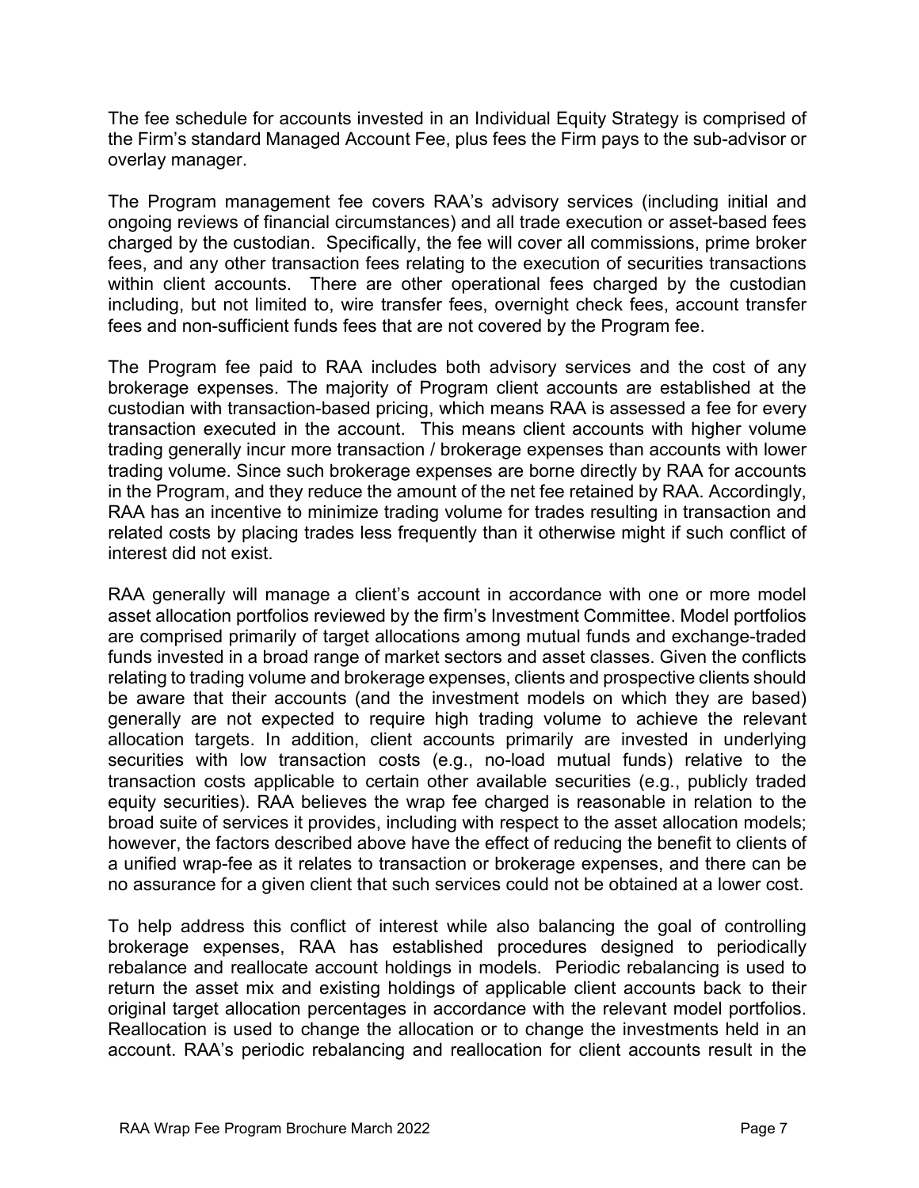The fee schedule for accounts invested in an Individual Equity Strategy is comprised of the Firm's standard Managed Account Fee, plus fees the Firm pays to the sub-advisor or overlay manager.

The Program management fee covers RAA's advisory services (including initial and ongoing reviews of financial circumstances) and all trade execution or asset-based fees charged by the custodian. Specifically, the fee will cover all commissions, prime broker fees, and any other transaction fees relating to the execution of securities transactions within client accounts. There are other operational fees charged by the custodian including, but not limited to, wire transfer fees, overnight check fees, account transfer fees and non-sufficient funds fees that are not covered by the Program fee.

The Program fee paid to RAA includes both advisory services and the cost of any brokerage expenses. The majority of Program client accounts are established at the custodian with transaction-based pricing, which means RAA is assessed a fee for every transaction executed in the account. This means client accounts with higher volume trading generally incur more transaction / brokerage expenses than accounts with lower trading volume. Since such brokerage expenses are borne directly by RAA for accounts in the Program, and they reduce the amount of the net fee retained by RAA. Accordingly, RAA has an incentive to minimize trading volume for trades resulting in transaction and related costs by placing trades less frequently than it otherwise might if such conflict of interest did not exist.

RAA generally will manage a client's account in accordance with one or more model asset allocation portfolios reviewed by the firm's Investment Committee. Model portfolios are comprised primarily of target allocations among mutual funds and exchange-traded funds invested in a broad range of market sectors and asset classes. Given the conflicts relating to trading volume and brokerage expenses, clients and prospective clients should be aware that their accounts (and the investment models on which they are based) generally are not expected to require high trading volume to achieve the relevant allocation targets. In addition, client accounts primarily are invested in underlying securities with low transaction costs (e.g., no-load mutual funds) relative to the transaction costs applicable to certain other available securities (e.g., publicly traded equity securities). RAA believes the wrap fee charged is reasonable in relation to the broad suite of services it provides, including with respect to the asset allocation models; however, the factors described above have the effect of reducing the benefit to clients of a unified wrap-fee as it relates to transaction or brokerage expenses, and there can be no assurance for a given client that such services could not be obtained at a lower cost.

To help address this conflict of interest while also balancing the goal of controlling brokerage expenses, RAA has established procedures designed to periodically rebalance and reallocate account holdings in models. Periodic rebalancing is used to return the asset mix and existing holdings of applicable client accounts back to their original target allocation percentages in accordance with the relevant model portfolios. Reallocation is used to change the allocation or to change the investments held in an account. RAA's periodic rebalancing and reallocation for client accounts result in the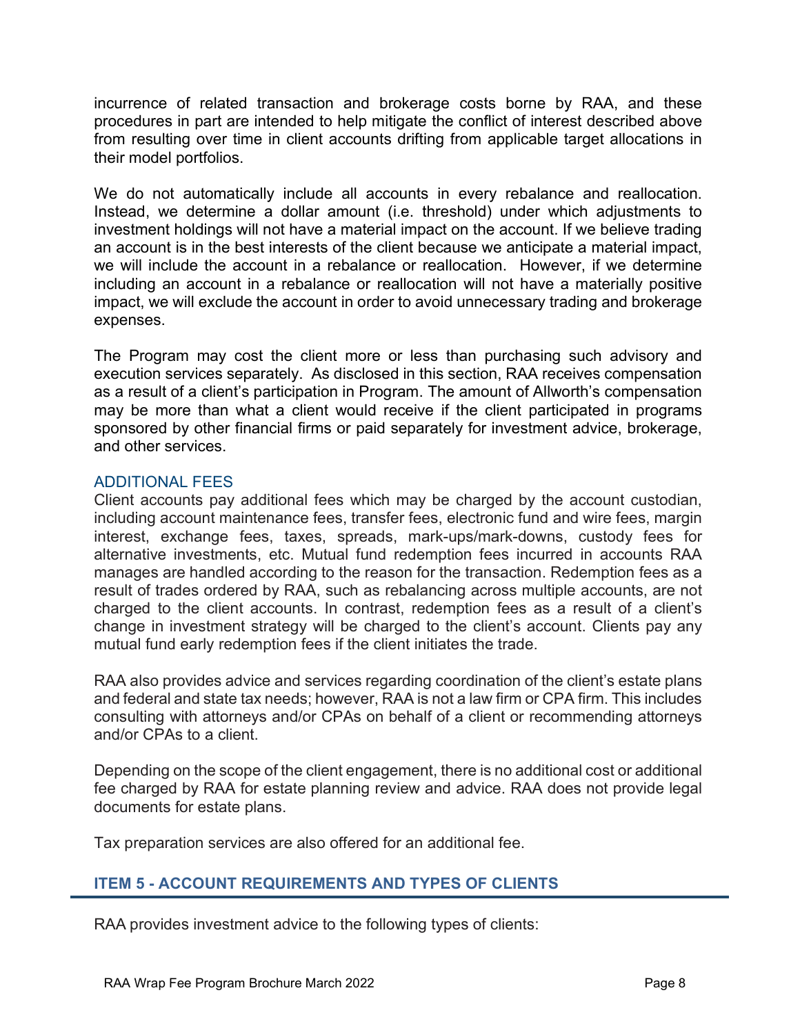incurrence of related transaction and brokerage costs borne by RAA, and these procedures in part are intended to help mitigate the conflict of interest described above from resulting over time in client accounts drifting from applicable target allocations in their model portfolios.

We do not automatically include all accounts in every rebalance and reallocation. Instead, we determine a dollar amount (i.e. threshold) under which adjustments to investment holdings will not have a material impact on the account. If we believe trading an account is in the best interests of the client because we anticipate a material impact, we will include the account in a rebalance or reallocation. However, if we determine including an account in a rebalance or reallocation will not have a materially positive impact, we will exclude the account in order to avoid unnecessary trading and brokerage expenses.

The Program may cost the client more or less than purchasing such advisory and execution services separately. As disclosed in this section, RAA receives compensation as a result of a client's participation in Program. The amount of Allworth's compensation may be more than what a client would receive if the client participated in programs sponsored by other financial firms or paid separately for investment advice, brokerage, and other services.

### ADDITIONAL FEES

Client accounts pay additional fees which may be charged by the account custodian, including account maintenance fees, transfer fees, electronic fund and wire fees, margin interest, exchange fees, taxes, spreads, mark-ups/mark-downs, custody fees for alternative investments, etc. Mutual fund redemption fees incurred in accounts RAA manages are handled according to the reason for the transaction. Redemption fees as a result of trades ordered by RAA, such as rebalancing across multiple accounts, are not charged to the client accounts. In contrast, redemption fees as a result of a client's change in investment strategy will be charged to the client's account. Clients pay any mutual fund early redemption fees if the client initiates the trade.

RAA also provides advice and services regarding coordination of the client's estate plans and federal and state tax needs; however, RAA is not a law firm or CPA firm. This includes consulting with attorneys and/or CPAs on behalf of a client or recommending attorneys and/or CPAs to a client.

Depending on the scope of the client engagement, there is no additional cost or additional fee charged by RAA for estate planning review and advice. RAA does not provide legal documents for estate plans.

Tax preparation services are also offered for an additional fee.

## ITEM 5 - ACCOUNT REQUIREMENTS AND TYPES OF CLIENTS

RAA provides investment advice to the following types of clients: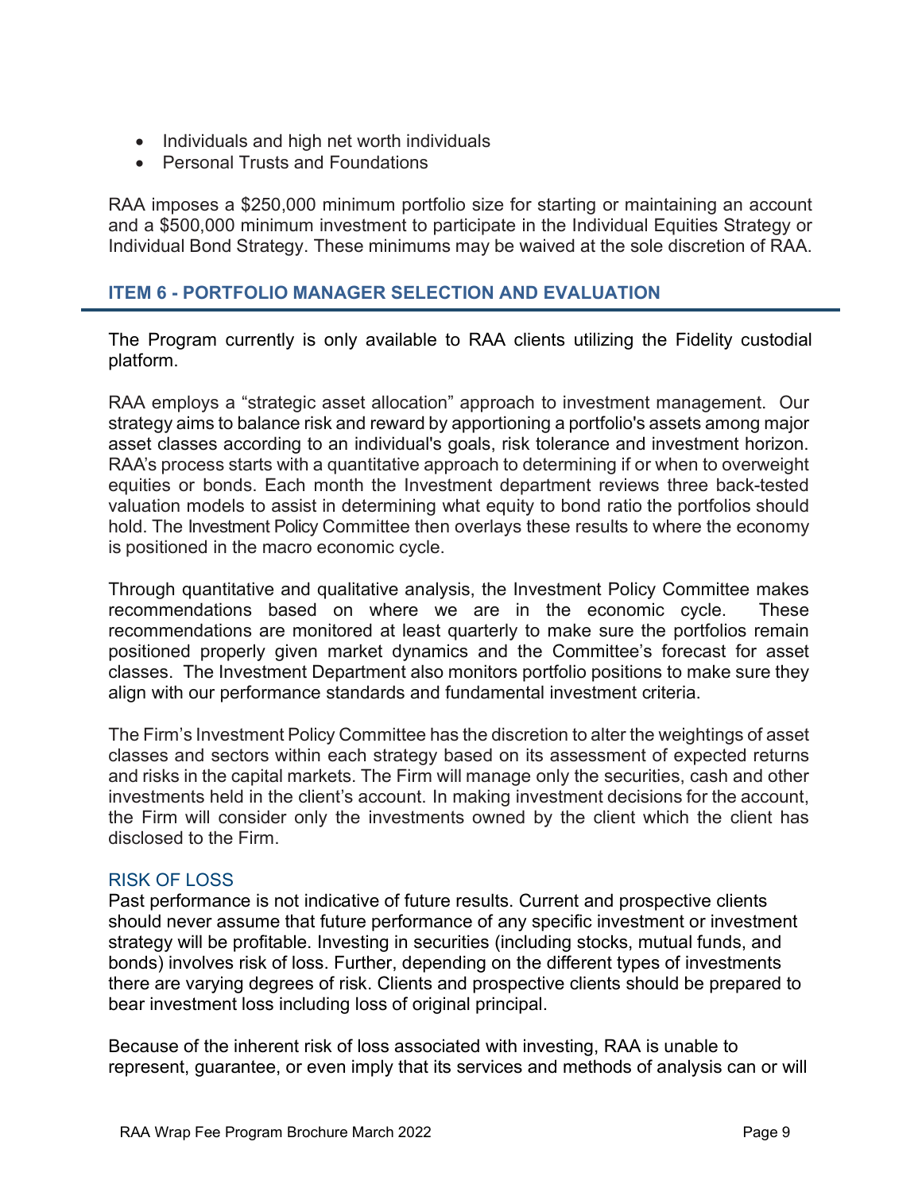- Individuals and high net worth individuals
- Personal Trusts and Foundations

RAA imposes a $250,000 minimum portfolio size for starting or maintaining an account and a $500,000 minimum investment to participate in the Individual Equities Strategy or Individual Bond Strategy. These minimums may be waived at the sole discretion of RAA.

## ITEM 6 - PORTFOLIO MANAGER SELECTION AND EVALUATION

The Program currently is only available to RAA clients utilizing the Fidelity custodial platform.

RAA employs a "strategic asset allocation" approach to investment management. Our strategy aims to balance risk and reward by apportioning a portfolio's assets among major asset classes according to an individual's goals, risk tolerance and investment horizon. RAA's process starts with a quantitative approach to determining if or when to overweight equities or bonds. Each month the Investment department reviews three back-tested valuation models to assist in determining what equity to bond ratio the portfolios should hold. The Investment Policy Committee then overlays these results to where the economy is positioned in the macro economic cycle.

Through quantitative and qualitative analysis, the Investment Policy Committee makes recommendations based on where we are in the economic cycle. These recommendations are monitored at least quarterly to make sure the portfolios remain positioned properly given market dynamics and the Committee's forecast for asset classes. The Investment Department also monitors portfolio positions to make sure they align with our performance standards and fundamental investment criteria.

The Firm's Investment Policy Committee has the discretion to alter the weightings of asset classes and sectors within each strategy based on its assessment of expected returns and risks in the capital markets. The Firm will manage only the securities, cash and other investments held in the client's account. In making investment decisions for the account, the Firm will consider only the investments owned by the client which the client has disclosed to the Firm.

### RISK OF LOSS

Past performance is not indicative of future results. Current and prospective clients should never assume that future performance of any specific investment or investment strategy will be profitable. Investing in securities (including stocks, mutual funds, and bonds) involves risk of loss. Further, depending on the different types of investments there are varying degrees of risk. Clients and prospective clients should be prepared to bear investment loss including loss of original principal.

Because of the inherent risk of loss associated with investing, RAA is unable to represent, guarantee, or even imply that its services and methods of analysis can or will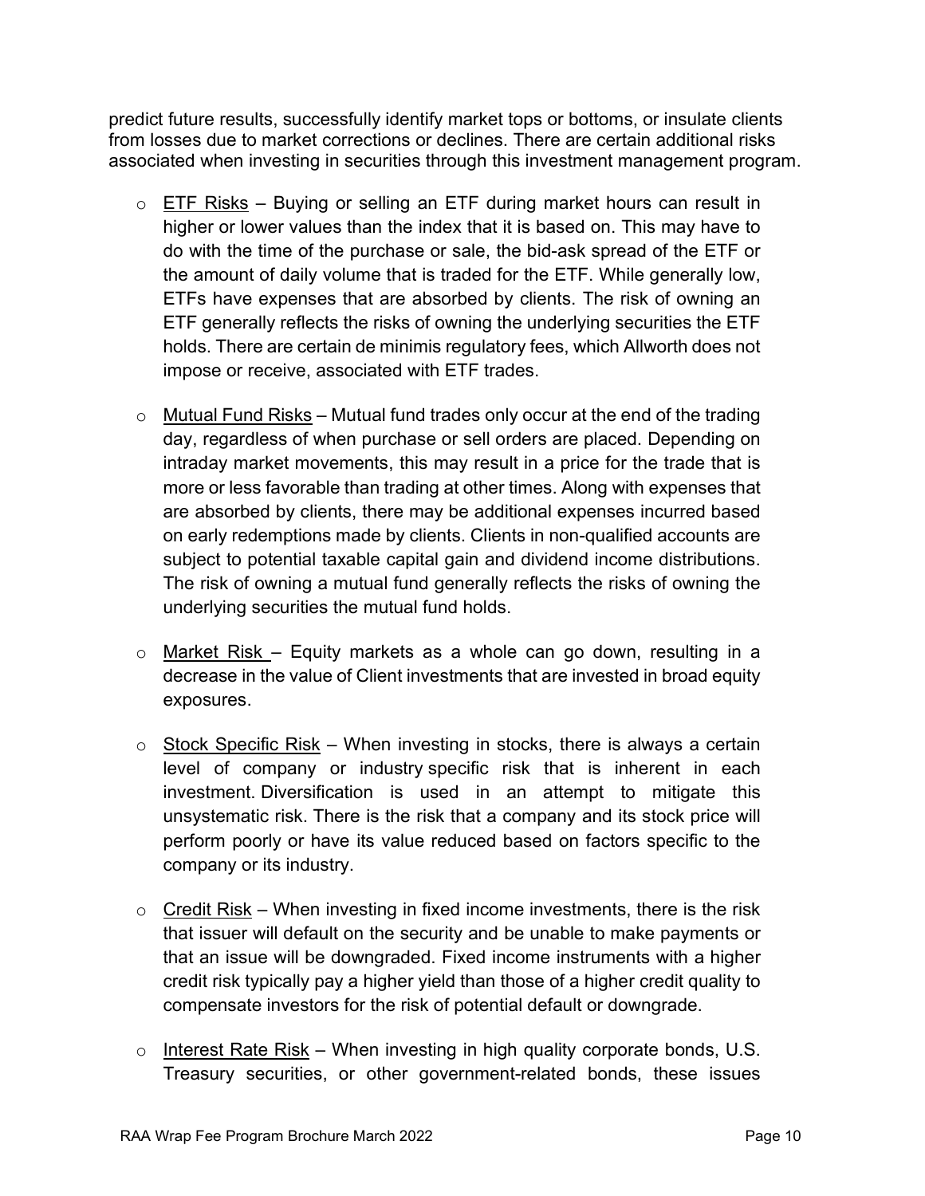predict future results, successfully identify market tops or bottoms, or insulate clients from losses due to market corrections or declines. There are certain additional risks associated when investing in securities through this investment management program.

- ETF Risks – Buying or selling an ETF during market hours can result in higher or lower values than the index that it is based on. This may have to do with the time of the purchase or sale, the bid-ask spread of the ETF or the amount of daily volume that is traded for the ETF. While generally low, ETFs have expenses that are absorbed by clients. The risk of owning an ETF generally reflects the risks of owning the underlying securities the ETF holds. There are certain de minimis regulatory fees, which Allworth does not impose or receive, associated with ETF trades.

- Mutual Fund Risks – Mutual fund trades only occur at the end of the trading day, regardless of when purchase or sell orders are placed. Depending on intraday market movements, this may result in a price for the trade that is more or less favorable than trading at other times. Along with expenses that are absorbed by clients, there may be additional expenses incurred based on early redemptions made by clients. Clients in non-qualified accounts are subject to potential taxable capital gain and dividend income distributions. The risk of owning a mutual fund generally reflects the risks of owning the underlying securities the mutual fund holds.

- Market Risk – Equity markets as a whole can go down, resulting in a decrease in the value of Client investments that are invested in broad equity exposures.

- Stock Specific Risk – When investing in stocks, there is always a certain level of company or industry specific risk that is inherent in each investment. Diversification is used in an attempt to mitigate this unsystematic risk. There is the risk that a company and its stock price will perform poorly or have its value reduced based on factors specific to the company or its industry.

- Credit Risk – When investing in fixed income investments, there is the risk that issuer will default on the security and be unable to make payments or that an issue will be downgraded. Fixed income instruments with a higher credit risk typically pay a higher yield than those of a higher credit quality to compensate investors for the risk of potential default or downgrade.

- Interest Rate Risk – When investing in high quality corporate bonds, U.S. Treasury securities, or other government-related bonds, these issues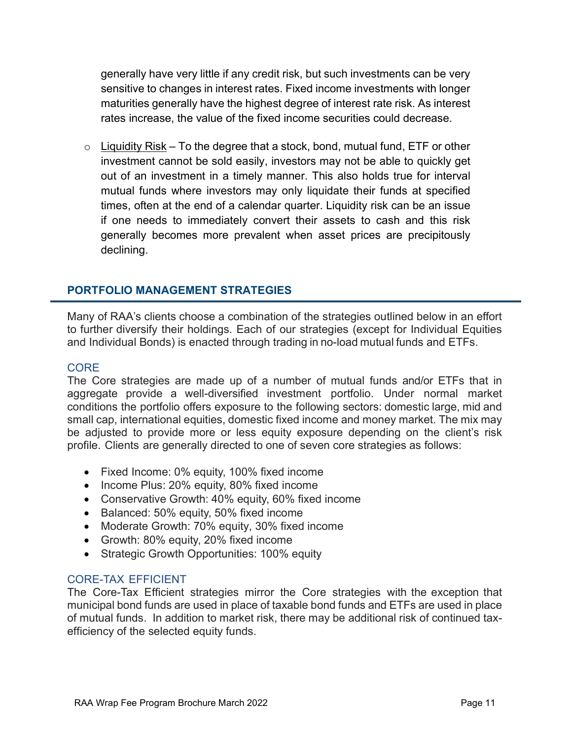generally have very little if any credit risk, but such investments can be very sensitive to changes in interest rates. Fixed income investments with longer maturities generally have the highest degree of interest rate risk. As interest rates increase, the value of the fixed income securities could decrease.

- Liquidity Risk – To the degree that a stock, bond, mutual fund, ETF or other investment cannot be sold easily, investors may not be able to quickly get out of an investment in a timely manner. This also holds true for interval mutual funds where investors may only liquidate their funds at specified times, often at the end of a calendar quarter. Liquidity risk can be an issue if one needs to immediately convert their assets to cash and this risk generally becomes more prevalent when asset prices are precipitously declining.

## PORTFOLIO MANAGEMENT STRATEGIES

Many of RAA's clients choose a combination of the strategies outlined below in an effort to further diversify their holdings. Each of our strategies (except for Individual Equities and Individual Bonds) is enacted through trading in no-load mutual funds and ETFs.

### CORE

The Core strategies are made up of a number of mutual funds and/or ETFs that in aggregate provide a well-diversified investment portfolio. Under normal market conditions the portfolio offers exposure to the following sectors: domestic large, mid and small cap, international equities, domestic fixed income and money market. The mix may be adjusted to provide more or less equity exposure depending on the client's risk profile. Clients are generally directed to one of seven core strategies as follows:

- Fixed Income: 0% equity, 100% fixed income
- Income Plus: 20% equity, 80% fixed income
- Conservative Growth: 40% equity, 60% fixed income
- Balanced: 50% equity, 50% fixed income
- Moderate Growth: 70% equity, 30% fixed income
- Growth: 80% equity, 20% fixed income
- Strategic Growth Opportunities: 100% equity

### CORE-TAX EFFICIENT

The Core-Tax Efficient strategies mirror the Core strategies with the exception that municipal bond funds are used in place of taxable bond funds and ETFs are used in place of mutual funds. In addition to market risk, there may be additional risk of continued tax-efficiency of the selected equity funds.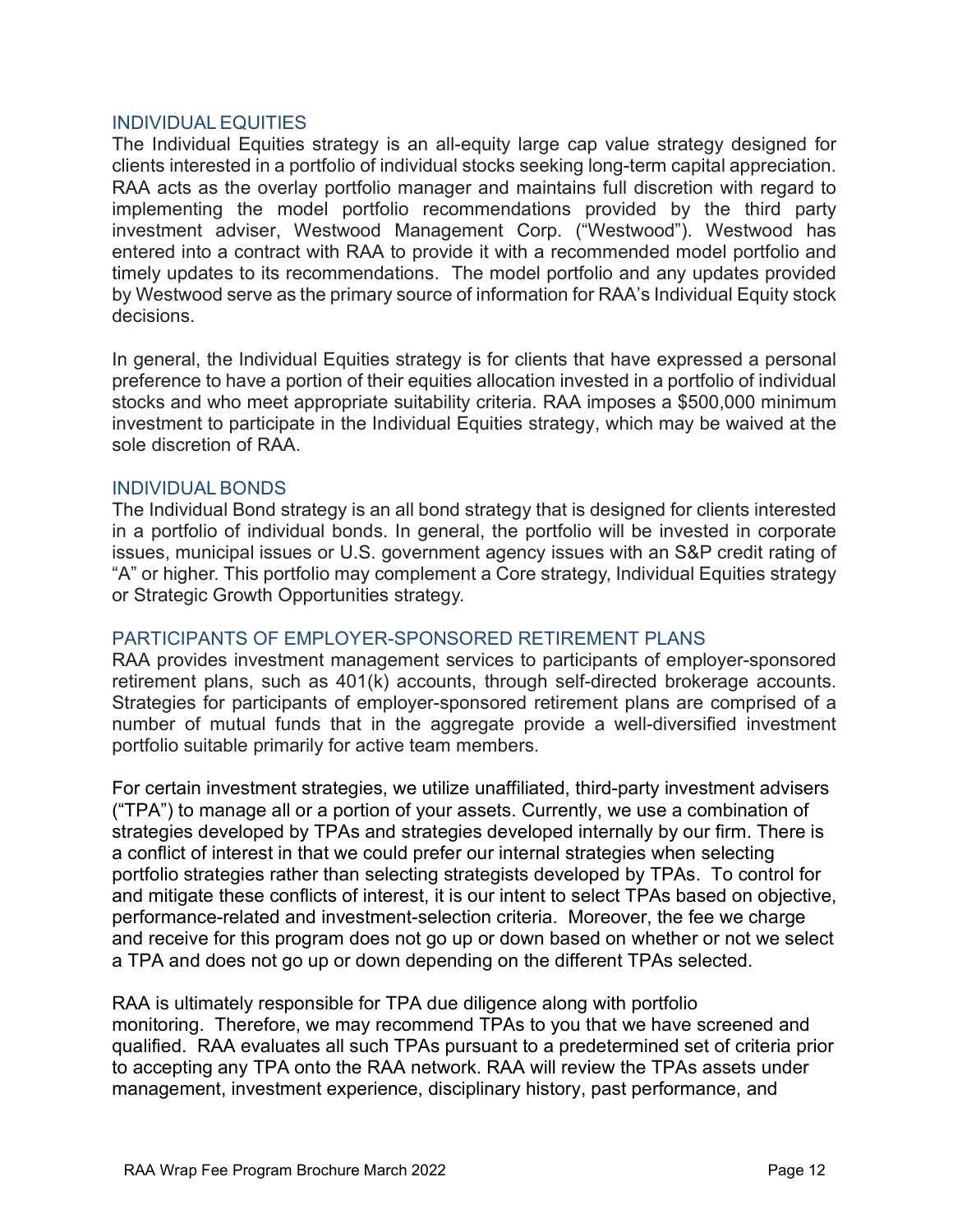## INDIVIDUAL EQUITIES

The Individual Equities strategy is an all-equity large cap value strategy designed for clients interested in a portfolio of individual stocks seeking long-term capital appreciation. RAA acts as the overlay portfolio manager and maintains full discretion with regard to implementing the model portfolio recommendations provided by the third party investment adviser, Westwood Management Corp. ("Westwood"). Westwood has entered into a contract with RAA to provide it with a recommended model portfolio and timely updates to its recommendations. The model portfolio and any updates provided by Westwood serve as the primary source of information for RAA's Individual Equity stock decisions.

In general, the Individual Equities strategy is for clients that have expressed a personal preference to have a portion of their equities allocation invested in a portfolio of individual stocks and who meet appropriate suitability criteria. RAA imposes a $500,000 minimum investment to participate in the Individual Equities strategy, which may be waived at the sole discretion of RAA.

## INDIVIDUAL BONDS

The Individual Bond strategy is an all bond strategy that is designed for clients interested in a portfolio of individual bonds. In general, the portfolio will be invested in corporate issues, municipal issues or U.S. government agency issues with an S&P credit rating of "A" or higher. This portfolio may complement a Core strategy, Individual Equities strategy or Strategic Growth Opportunities strategy.

## PARTICIPANTS OF EMPLOYER-SPONSORED RETIREMENT PLANS

RAA provides investment management services to participants of employer-sponsored retirement plans, such as 401(k) accounts, through self-directed brokerage accounts. Strategies for participants of employer-sponsored retirement plans are comprised of a number of mutual funds that in the aggregate provide a well-diversified investment portfolio suitable primarily for active team members.

For certain investment strategies, we utilize unaffiliated, third-party investment advisers ("TPA") to manage all or a portion of your assets. Currently, we use a combination of strategies developed by TPAs and strategies developed internally by our firm. There is a conflict of interest in that we could prefer our internal strategies when selecting portfolio strategies rather than selecting strategists developed by TPAs. To control for and mitigate these conflicts of interest, it is our intent to select TPAs based on objective, performance-related and investment-selection criteria. Moreover, the fee we charge and receive for this program does not go up or down based on whether or not we select a TPA and does not go up or down depending on the different TPAs selected.

RAA is ultimately responsible for TPA due diligence along with portfolio monitoring. Therefore, we may recommend TPAs to you that we have screened and qualified. RAA evaluates all such TPAs pursuant to a predetermined set of criteria prior to accepting any TPA onto the RAA network. RAA will review the TPAs assets under management, investment experience, disciplinary history, past performance, and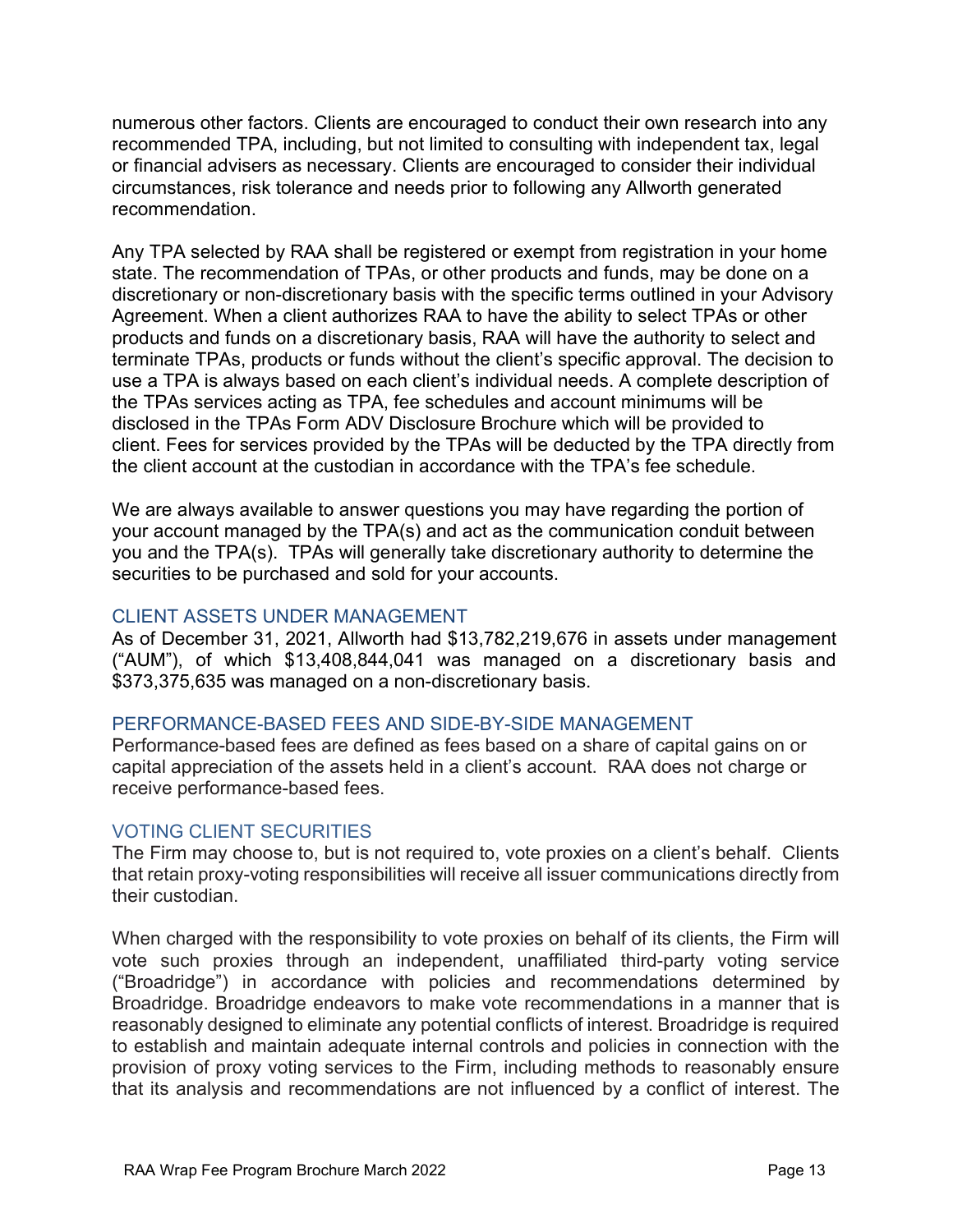numerous other factors. Clients are encouraged to conduct their own research into any recommended TPA, including, but not limited to consulting with independent tax, legal or financial advisers as necessary. Clients are encouraged to consider their individual circumstances, risk tolerance and needs prior to following any Allworth generated recommendation.

Any TPA selected by RAA shall be registered or exempt from registration in your home state. The recommendation of TPAs, or other products and funds, may be done on a discretionary or non-discretionary basis with the specific terms outlined in your Advisory Agreement. When a client authorizes RAA to have the ability to select TPAs or other products and funds on a discretionary basis, RAA will have the authority to select and terminate TPAs, products or funds without the client's specific approval. The decision to use a TPA is always based on each client's individual needs. A complete description of the TPAs services acting as TPA, fee schedules and account minimums will be disclosed in the TPAs Form ADV Disclosure Brochure which will be provided to client. Fees for services provided by the TPAs will be deducted by the TPA directly from the client account at the custodian in accordance with the TPA's fee schedule.

We are always available to answer questions you may have regarding the portion of your account managed by the TPA(s) and act as the communication conduit between you and the TPA(s). TPAs will generally take discretionary authority to determine the securities to be purchased and sold for your accounts.

## CLIENT ASSETS UNDER MANAGEMENT

As of December 31, 2021, Allworth had $13,782,219,676 in assets under management ("AUM"), of which $13,408,844,041 was managed on a discretionary basis and $373,375,635 was managed on a non-discretionary basis.

## PERFORMANCE-BASED FEES AND SIDE-BY-SIDE MANAGEMENT

Performance-based fees are defined as fees based on a share of capital gains on or capital appreciation of the assets held in a client's account. RAA does not charge or receive performance-based fees.

## VOTING CLIENT SECURITIES

The Firm may choose to, but is not required to, vote proxies on a client's behalf. Clients that retain proxy-voting responsibilities will receive all issuer communications directly from their custodian.

When charged with the responsibility to vote proxies on behalf of its clients, the Firm will vote such proxies through an independent, unaffiliated third-party voting service ("Broadridge") in accordance with policies and recommendations determined by Broadridge. Broadridge endeavors to make vote recommendations in a manner that is reasonably designed to eliminate any potential conflicts of interest. Broadridge is required to establish and maintain adequate internal controls and policies in connection with the provision of proxy voting services to the Firm, including methods to reasonably ensure that its analysis and recommendations are not influenced by a conflict of interest. The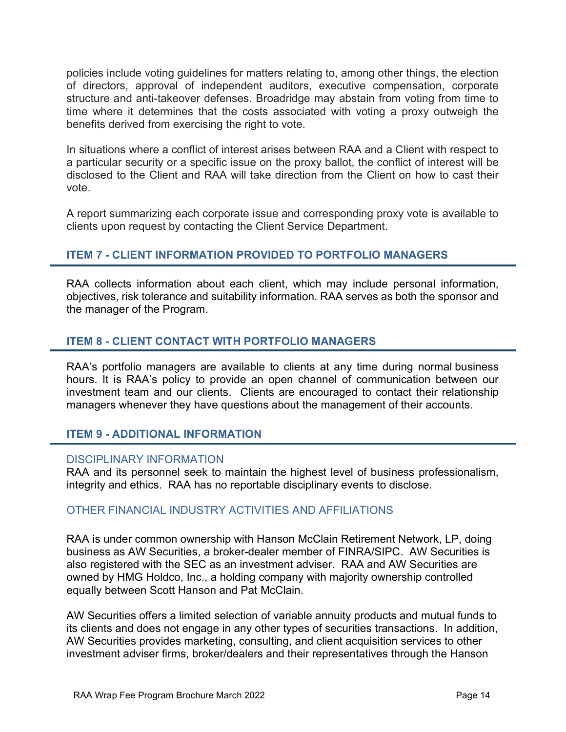policies include voting guidelines for matters relating to, among other things, the election of directors, approval of independent auditors, executive compensation, corporate structure and anti-takeover defenses. Broadridge may abstain from voting from time to time where it determines that the costs associated with voting a proxy outweigh the benefits derived from exercising the right to vote.

In situations where a conflict of interest arises between RAA and a Client with respect to a particular security or a specific issue on the proxy ballot, the conflict of interest will be disclosed to the Client and RAA will take direction from the Client on how to cast their vote.

A report summarizing each corporate issue and corresponding proxy vote is available to clients upon request by contacting the Client Service Department.

## ITEM 7 - CLIENT INFORMATION PROVIDED TO PORTFOLIO MANAGERS

RAA collects information about each client, which may include personal information, objectives, risk tolerance and suitability information. RAA serves as both the sponsor and the manager of the Program.

## ITEM 8 - CLIENT CONTACT WITH PORTFOLIO MANAGERS

RAA's portfolio managers are available to clients at any time during normal business hours. It is RAA's policy to provide an open channel of communication between our investment team and our clients. Clients are encouraged to contact their relationship managers whenever they have questions about the management of their accounts.

## ITEM 9 - ADDITIONAL INFORMATION

### DISCIPLINARY INFORMATION

RAA and its personnel seek to maintain the highest level of business professionalism, integrity and ethics. RAA has no reportable disciplinary events to disclose.

### OTHER FINANCIAL INDUSTRY ACTIVITIES AND AFFILIATIONS

RAA is under common ownership with Hanson McClain Retirement Network, LP, doing business as AW Securities, a broker-dealer member of FINRA/SIPC. AW Securities is also registered with the SEC as an investment adviser. RAA and AW Securities are owned by HMG Holdco, Inc., a holding company with majority ownership controlled equally between Scott Hanson and Pat McClain.

AW Securities offers a limited selection of variable annuity products and mutual funds to its clients and does not engage in any other types of securities transactions. In addition, AW Securities provides marketing, consulting, and client acquisition services to other investment adviser firms, broker/dealers and their representatives through the Hanson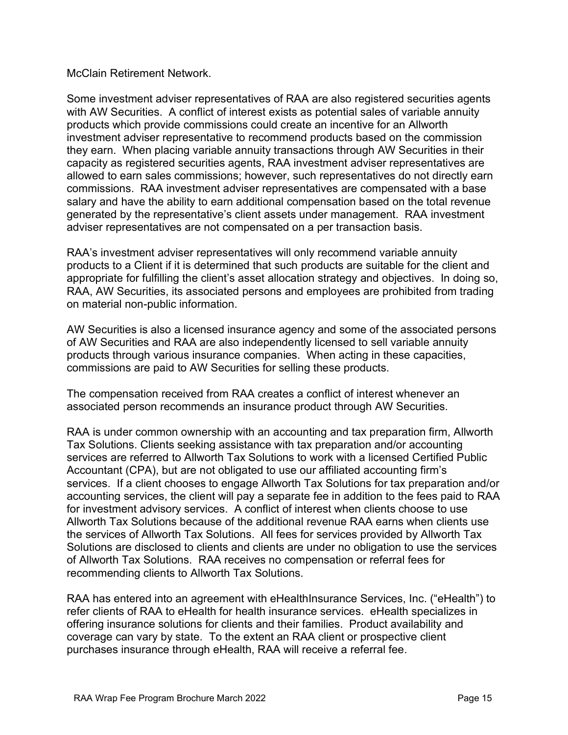McClain Retirement Network.

Some investment adviser representatives of RAA are also registered securities agents with AW Securities. A conflict of interest exists as potential sales of variable annuity products which provide commissions could create an incentive for an Allworth investment adviser representative to recommend products based on the commission they earn. When placing variable annuity transactions through AW Securities in their capacity as registered securities agents, RAA investment adviser representatives are allowed to earn sales commissions; however, such representatives do not directly earn commissions. RAA investment adviser representatives are compensated with a base salary and have the ability to earn additional compensation based on the total revenue generated by the representative's client assets under management. RAA investment adviser representatives are not compensated on a per transaction basis.

RAA's investment adviser representatives will only recommend variable annuity products to a Client if it is determined that such products are suitable for the client and appropriate for fulfilling the client's asset allocation strategy and objectives. In doing so, RAA, AW Securities, its associated persons and employees are prohibited from trading on material non-public information.

AW Securities is also a licensed insurance agency and some of the associated persons of AW Securities and RAA are also independently licensed to sell variable annuity products through various insurance companies. When acting in these capacities, commissions are paid to AW Securities for selling these products.

The compensation received from RAA creates a conflict of interest whenever an associated person recommends an insurance product through AW Securities.

RAA is under common ownership with an accounting and tax preparation firm, Allworth Tax Solutions. Clients seeking assistance with tax preparation and/or accounting services are referred to Allworth Tax Solutions to work with a licensed Certified Public Accountant (CPA), but are not obligated to use our affiliated accounting firm's services. If a client chooses to engage Allworth Tax Solutions for tax preparation and/or accounting services, the client will pay a separate fee in addition to the fees paid to RAA for investment advisory services. A conflict of interest when clients choose to use Allworth Tax Solutions because of the additional revenue RAA earns when clients use the services of Allworth Tax Solutions. All fees for services provided by Allworth Tax Solutions are disclosed to clients and clients are under no obligation to use the services of Allworth Tax Solutions. RAA receives no compensation or referral fees for recommending clients to Allworth Tax Solutions.

RAA has entered into an agreement with eHealthInsurance Services, Inc. ("eHealth") to refer clients of RAA to eHealth for health insurance services. eHealth specializes in offering insurance solutions for clients and their families. Product availability and coverage can vary by state. To the extent an RAA client or prospective client purchases insurance through eHealth, RAA will receive a referral fee.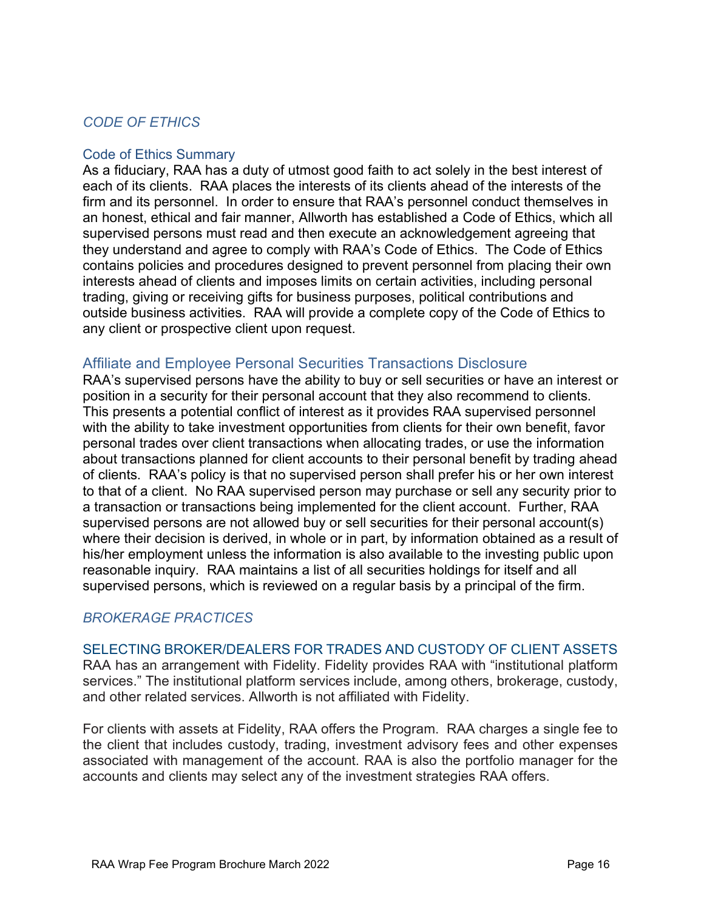## *CODE OF ETHICS*

### Code of Ethics Summary

As a fiduciary, RAA has a duty of utmost good faith to act solely in the best interest of each of its clients. RAA places the interests of its clients ahead of the interests of the firm and its personnel. In order to ensure that RAA's personnel conduct themselves in an honest, ethical and fair manner, Allworth has established a Code of Ethics, which all supervised persons must read and then execute an acknowledgement agreeing that they understand and agree to comply with RAA's Code of Ethics. The Code of Ethics contains policies and procedures designed to prevent personnel from placing their own interests ahead of clients and imposes limits on certain activities, including personal trading, giving or receiving gifts for business purposes, political contributions and outside business activities. RAA will provide a complete copy of the Code of Ethics to any client or prospective client upon request.

### Affiliate and Employee Personal Securities Transactions Disclosure

RAA's supervised persons have the ability to buy or sell securities or have an interest or position in a security for their personal account that they also recommend to clients. This presents a potential conflict of interest as it provides RAA supervised personnel with the ability to take investment opportunities from clients for their own benefit, favor personal trades over client transactions when allocating trades, or use the information about transactions planned for client accounts to their personal benefit by trading ahead of clients. RAA's policy is that no supervised person shall prefer his or her own interest to that of a client. No RAA supervised person may purchase or sell any security prior to a transaction or transactions being implemented for the client account. Further, RAA supervised persons are not allowed buy or sell securities for their personal account(s) where their decision is derived, in whole or in part, by information obtained as a result of his/her employment unless the information is also available to the investing public upon reasonable inquiry. RAA maintains a list of all securities holdings for itself and all supervised persons, which is reviewed on a regular basis by a principal of the firm.

## *BROKERAGE PRACTICES*

### SELECTING BROKER/DEALERS FOR TRADES AND CUSTODY OF CLIENT ASSETS

RAA has an arrangement with Fidelity. Fidelity provides RAA with "institutional platform services." The institutional platform services include, among others, brokerage, custody, and other related services. Allworth is not affiliated with Fidelity.

For clients with assets at Fidelity, RAA offers the Program. RAA charges a single fee to the client that includes custody, trading, investment advisory fees and other expenses associated with management of the account. RAA is also the portfolio manager for the accounts and clients may select any of the investment strategies RAA offers.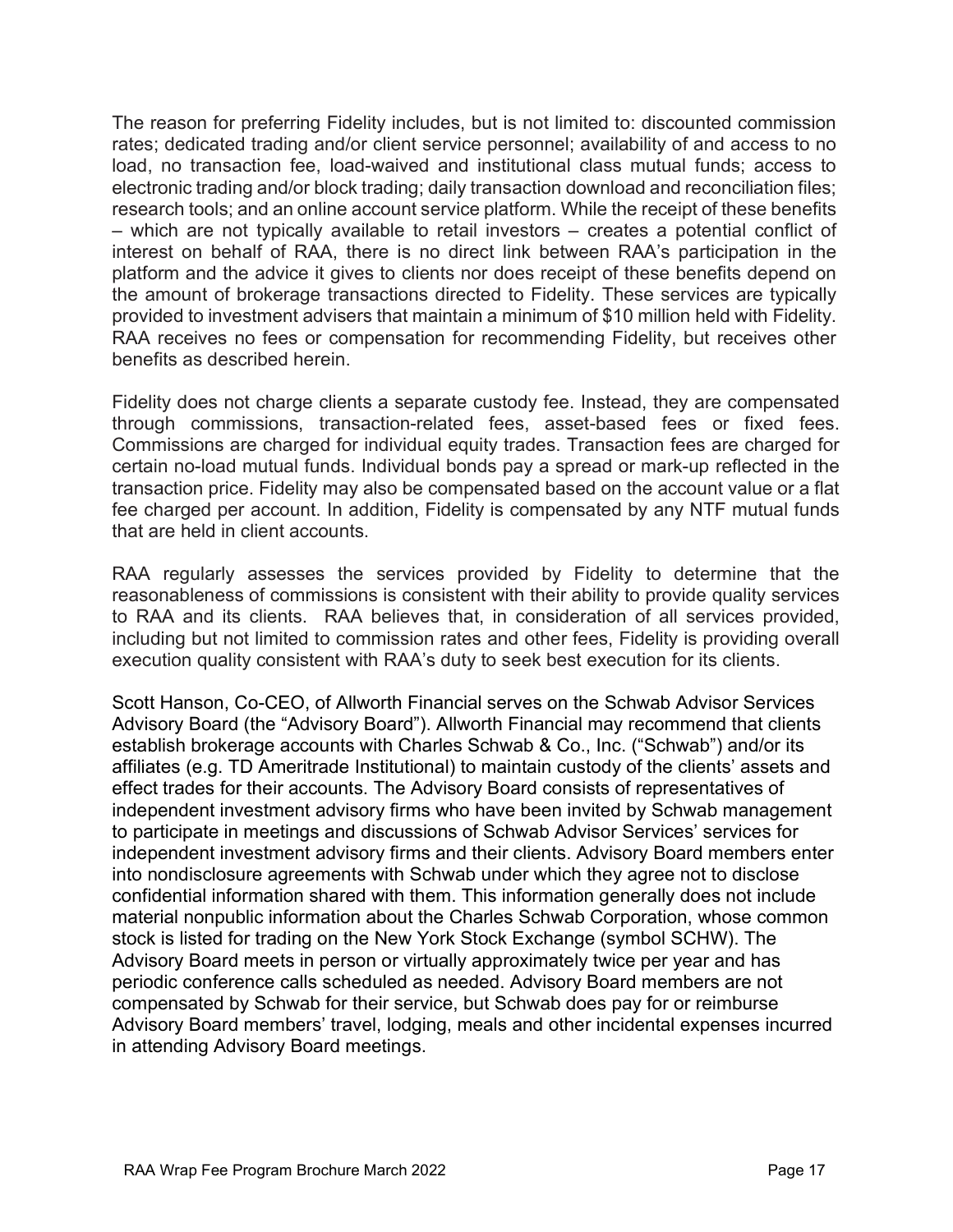The reason for preferring Fidelity includes, but is not limited to: discounted commission rates; dedicated trading and/or client service personnel; availability of and access to no load, no transaction fee, load-waived and institutional class mutual funds; access to electronic trading and/or block trading; daily transaction download and reconciliation files; research tools; and an online account service platform. While the receipt of these benefits – which are not typically available to retail investors – creates a potential conflict of interest on behalf of RAA, there is no direct link between RAA's participation in the platform and the advice it gives to clients nor does receipt of these benefits depend on the amount of brokerage transactions directed to Fidelity. These services are typically provided to investment advisers that maintain a minimum of $10 million held with Fidelity. RAA receives no fees or compensation for recommending Fidelity, but receives other benefits as described herein.

Fidelity does not charge clients a separate custody fee. Instead, they are compensated through commissions, transaction-related fees, asset-based fees or fixed fees. Commissions are charged for individual equity trades. Transaction fees are charged for certain no-load mutual funds. Individual bonds pay a spread or mark-up reflected in the transaction price. Fidelity may also be compensated based on the account value or a flat fee charged per account. In addition, Fidelity is compensated by any NTF mutual funds that are held in client accounts.

RAA regularly assesses the services provided by Fidelity to determine that the reasonableness of commissions is consistent with their ability to provide quality services to RAA and its clients. RAA believes that, in consideration of all services provided, including but not limited to commission rates and other fees, Fidelity is providing overall execution quality consistent with RAA's duty to seek best execution for its clients.

Scott Hanson, Co-CEO, of Allworth Financial serves on the Schwab Advisor Services Advisory Board (the "Advisory Board"). Allworth Financial may recommend that clients establish brokerage accounts with Charles Schwab & Co., Inc. ("Schwab") and/or its affiliates (e.g. TD Ameritrade Institutional) to maintain custody of the clients' assets and effect trades for their accounts. The Advisory Board consists of representatives of independent investment advisory firms who have been invited by Schwab management to participate in meetings and discussions of Schwab Advisor Services' services for independent investment advisory firms and their clients. Advisory Board members enter into nondisclosure agreements with Schwab under which they agree not to disclose confidential information shared with them. This information generally does not include material nonpublic information about the Charles Schwab Corporation, whose common stock is listed for trading on the New York Stock Exchange (symbol SCHW). The Advisory Board meets in person or virtually approximately twice per year and has periodic conference calls scheduled as needed. Advisory Board members are not compensated by Schwab for their service, but Schwab does pay for or reimburse Advisory Board members' travel, lodging, meals and other incidental expenses incurred in attending Advisory Board meetings.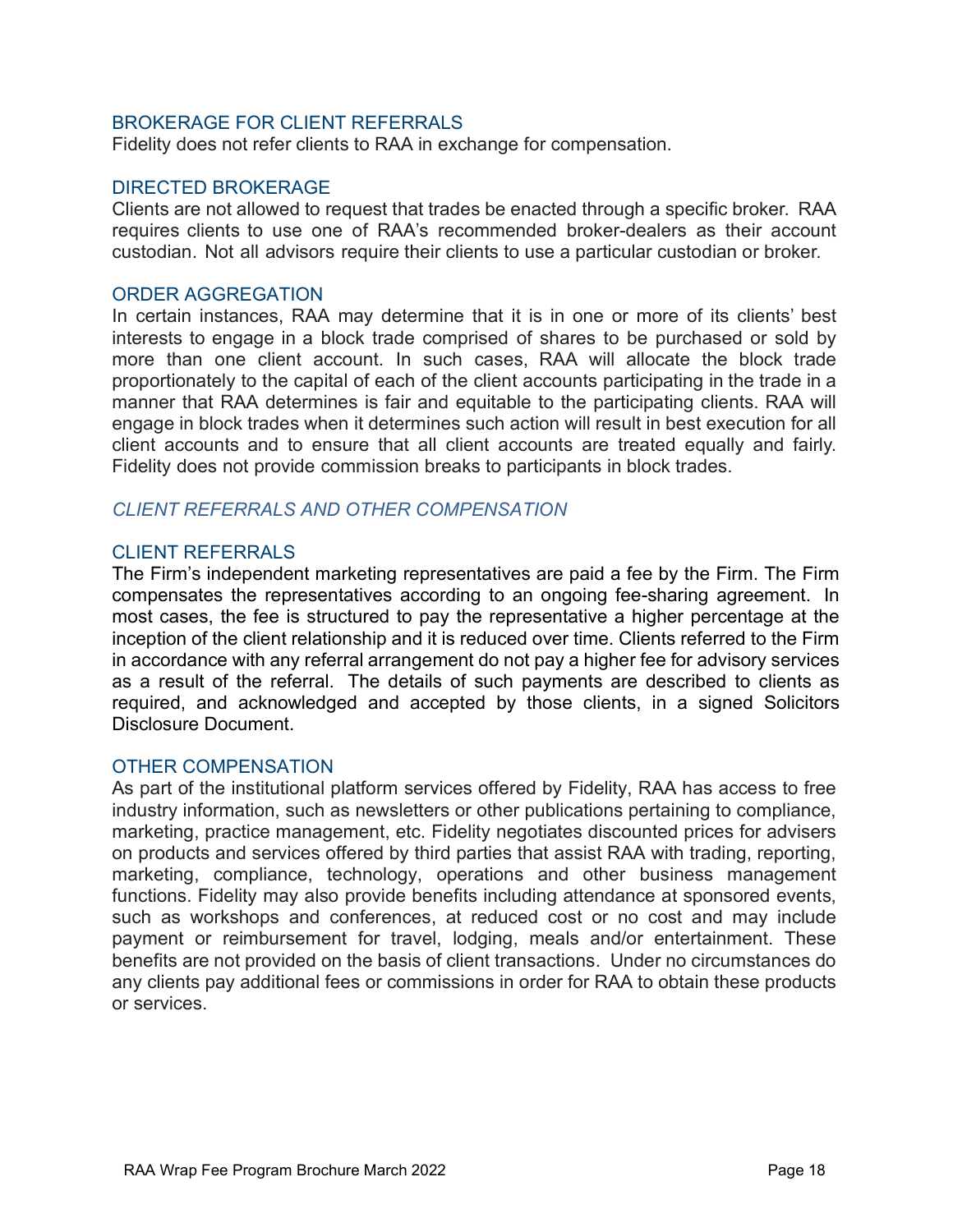### BROKERAGE FOR CLIENT REFERRALS

Fidelity does not refer clients to RAA in exchange for compensation.

### DIRECTED BROKERAGE

Clients are not allowed to request that trades be enacted through a specific broker. RAA requires clients to use one of RAA's recommended broker-dealers as their account custodian. Not all advisors require their clients to use a particular custodian or broker.

### ORDER AGGREGATION

In certain instances, RAA may determine that it is in one or more of its clients' best interests to engage in a block trade comprised of shares to be purchased or sold by more than one client account. In such cases, RAA will allocate the block trade proportionately to the capital of each of the client accounts participating in the trade in a manner that RAA determines is fair and equitable to the participating clients. RAA will engage in block trades when it determines such action will result in best execution for all client accounts and to ensure that all client accounts are treated equally and fairly. Fidelity does not provide commission breaks to participants in block trades.

## *CLIENT REFERRALS AND OTHER COMPENSATION*

### CLIENT REFERRALS

The Firm's independent marketing representatives are paid a fee by the Firm. The Firm compensates the representatives according to an ongoing fee-sharing agreement. In most cases, the fee is structured to pay the representative a higher percentage at the inception of the client relationship and it is reduced over time. Clients referred to the Firm in accordance with any referral arrangement do not pay a higher fee for advisory services as a result of the referral. The details of such payments are described to clients as required, and acknowledged and accepted by those clients, in a signed Solicitors Disclosure Document.

### OTHER COMPENSATION

As part of the institutional platform services offered by Fidelity, RAA has access to free industry information, such as newsletters or other publications pertaining to compliance, marketing, practice management, etc. Fidelity negotiates discounted prices for advisers on products and services offered by third parties that assist RAA with trading, reporting, marketing, compliance, technology, operations and other business management functions. Fidelity may also provide benefits including attendance at sponsored events, such as workshops and conferences, at reduced cost or no cost and may include payment or reimbursement for travel, lodging, meals and/or entertainment. These benefits are not provided on the basis of client transactions. Under no circumstances do any clients pay additional fees or commissions in order for RAA to obtain these products or services.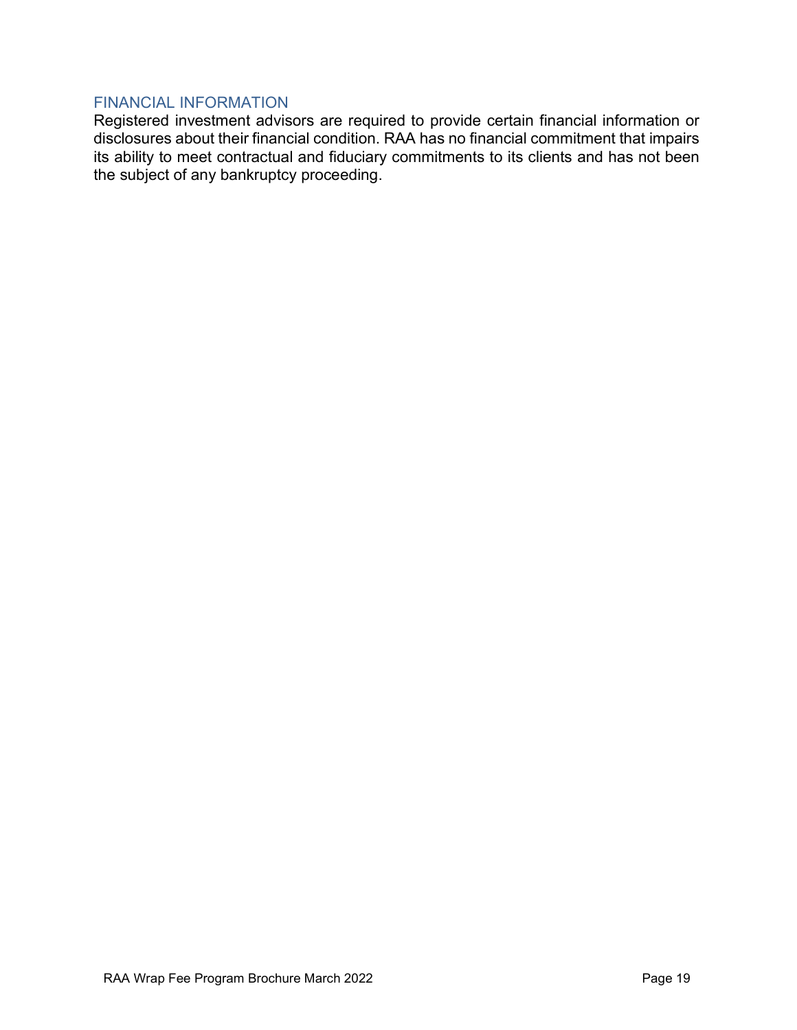## FINANCIAL INFORMATION

Registered investment advisors are required to provide certain financial information or disclosures about their financial condition. RAA has no financial commitment that impairs its ability to meet contractual and fiduciary commitments to its clients and has not been the subject of any bankruptcy proceeding.